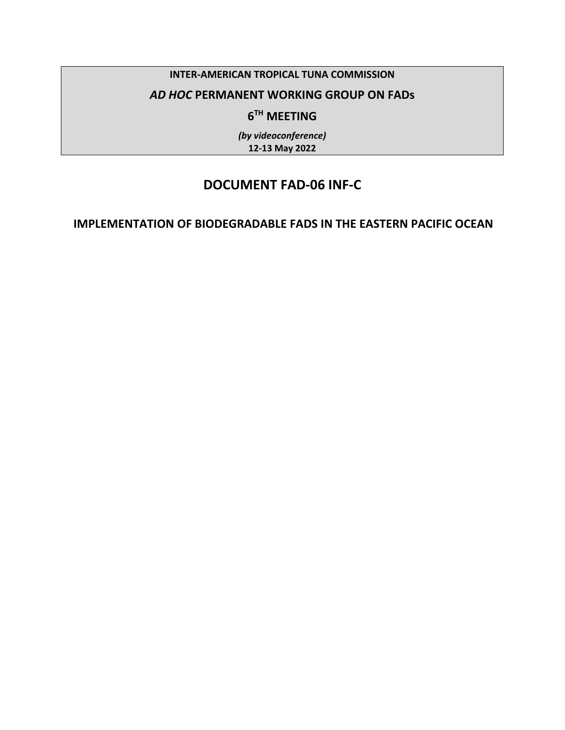**INTER-AMERICAN TROPICAL TUNA COMMISSION**

***AD HOC* PERMANENT WORKING GROUP ON FADs**

**6TH MEETING**

***(by videoconference)***

**12-13 May 2022**

# DOCUMENT FAD-06 INF-C

## IMPLEMENTATION OF BIODEGRADABLE FADS IN THE EASTERN PACIFIC OCEAN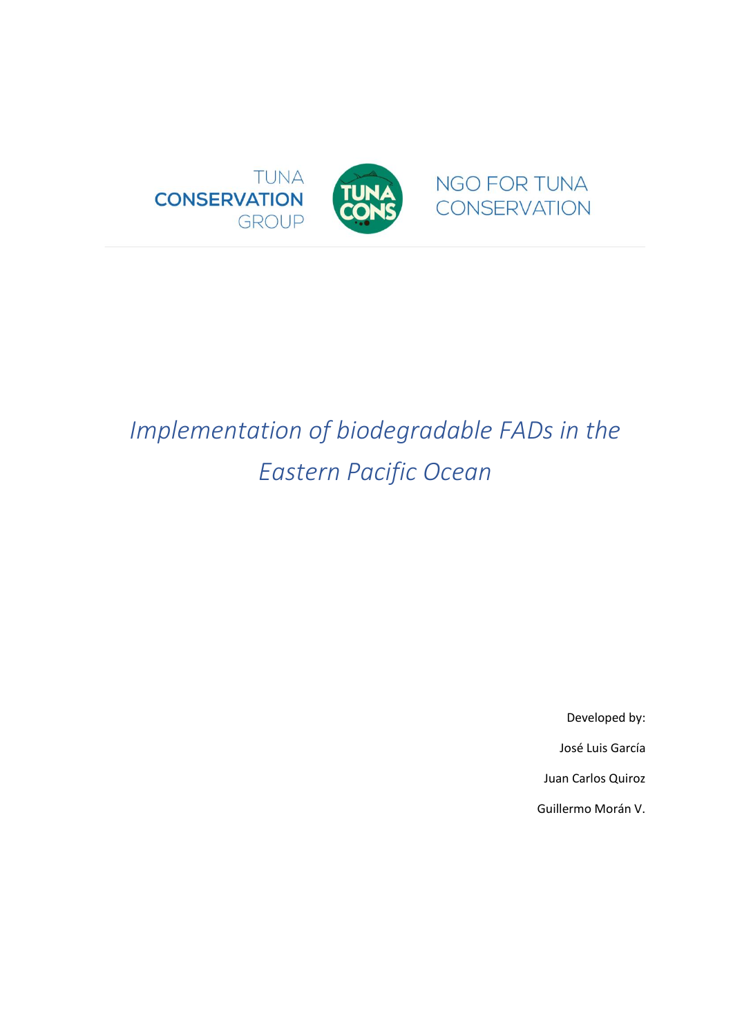TUNA
**CONSERVATION**
GROUP

NGO FOR TUNA
CONSERVATION

# *Implementation of biodegradable FADs in the Eastern Pacific Ocean*

Developed by:

José Luis García

Juan Carlos Quiroz

Guillermo Morán V.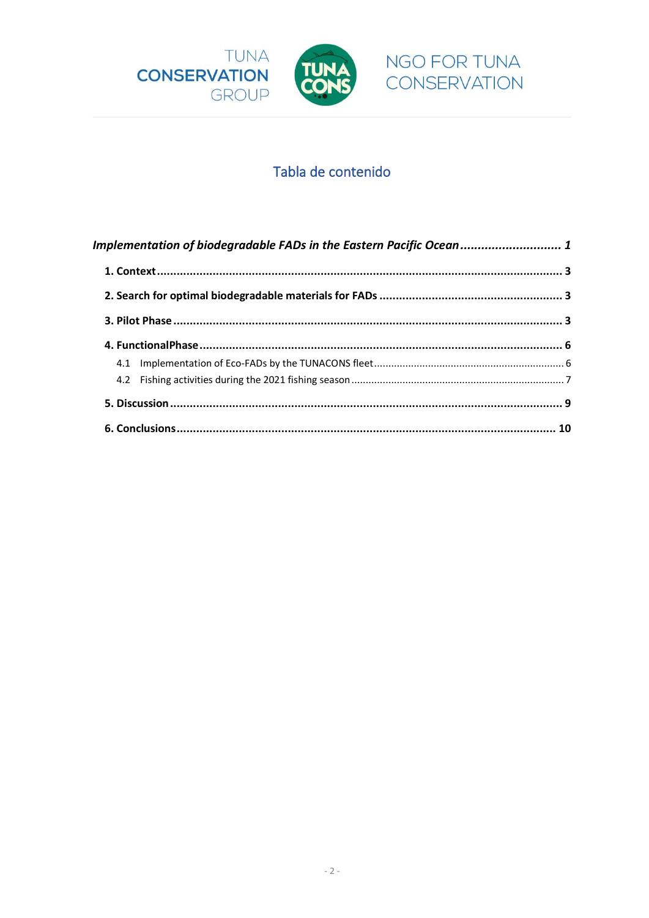TUNA **CONSERVATION** GROUP

NGO FOR TUNA CONSERVATION

## Tabla de contenido

***Implementation of biodegradable FADs in the Eastern Pacific Ocean* ............................ *1***

**1. Context** ........................................................................................................................ **3**

**2. Search for optimal biodegradable materials for FADs** ....................................................... **3**

**3. Pilot Phase** .................................................................................................................... **3**

**4. FunctionalPhase** ............................................................................................................ **6**

4.1 Implementation of Eco-FADs by the TUNACONS fleet ................................................................. 6

4.2 Fishing activities during the 2021 fishing season ........................................................................ 7

**5. Discussion** ..................................................................................................................... **9**

**6. Conclusions** .................................................................................................................. **10**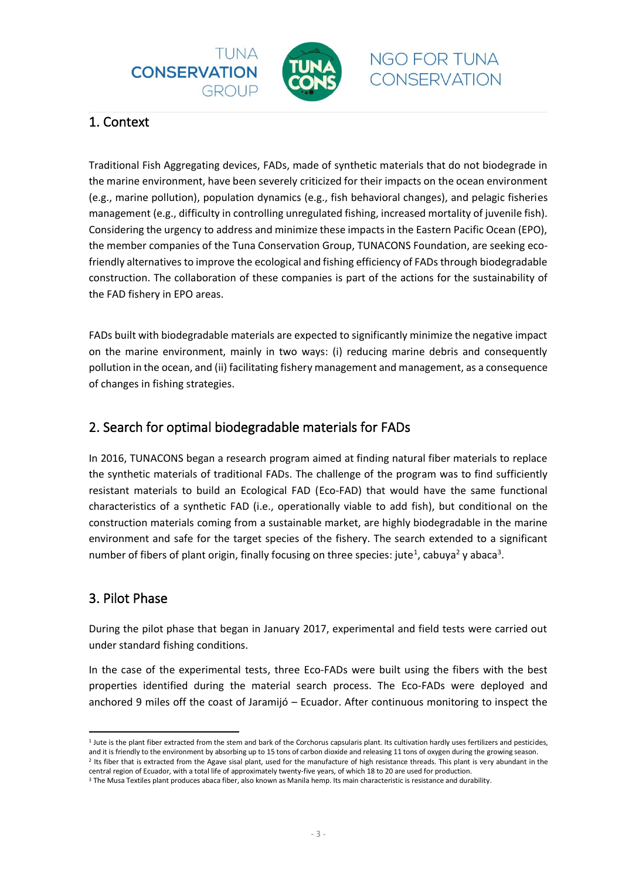## 1. Context

Traditional Fish Aggregating devices, FADs, made of synthetic materials that do not biodegrade in the marine environment, have been severely criticized for their impacts on the ocean environment (e.g., marine pollution), population dynamics (e.g., fish behavioral changes), and pelagic fisheries management (e.g., difficulty in controlling unregulated fishing, increased mortality of juvenile fish). Considering the urgency to address and minimize these impacts in the Eastern Pacific Ocean (EPO), the member companies of the Tuna Conservation Group, TUNACONS Foundation, are seeking eco-friendly alternatives to improve the ecological and fishing efficiency of FADs through biodegradable construction. The collaboration of these companies is part of the actions for the sustainability of the FAD fishery in EPO areas.

FADs built with biodegradable materials are expected to significantly minimize the negative impact on the marine environment, mainly in two ways: (i) reducing marine debris and consequently pollution in the ocean, and (ii) facilitating fishery management and management, as a consequence of changes in fishing strategies.

## 2. Search for optimal biodegradable materials for FADs

In 2016, TUNACONS began a research program aimed at finding natural fiber materials to replace the synthetic materials of traditional FADs. The challenge of the program was to find sufficiently resistant materials to build an Ecological FAD (Eco-FAD) that would have the same functional characteristics of a synthetic FAD (i.e., operationally viable to add fish), but conditional on the construction materials coming from a sustainable market, are highly biodegradable in the marine environment and safe for the target species of the fishery. The search extended to a significant number of fibers of plant origin, finally focusing on three species: jute[1], cabuya[2] y abaca[3].

## 3. Pilot Phase

During the pilot phase that began in January 2017, experimental and field tests were carried out under standard fishing conditions.

In the case of the experimental tests, three Eco-FADs were built using the fibers with the best properties identified during the material search process. The Eco-FADs were deployed and anchored 9 miles off the coast of Jaramijó – Ecuador. After continuous monitoring to inspect the

---

[1] Jute is the plant fiber extracted from the stem and bark of the Corchorus capsularis plant. Its cultivation hardly uses fertilizers and pesticides, and it is friendly to the environment by absorbing up to 15 tons of carbon dioxide and releasing 11 tons of oxygen during the growing season.

[2] Its fiber that is extracted from the Agave sisal plant, used for the manufacture of high resistance threads. This plant is very abundant in the central region of Ecuador, with a total life of approximately twenty-five years, of which 18 to 20 are used for production.

[3] The Musa Textiles plant produces abaca fiber, also known as Manila hemp. Its main characteristic is resistance and durability.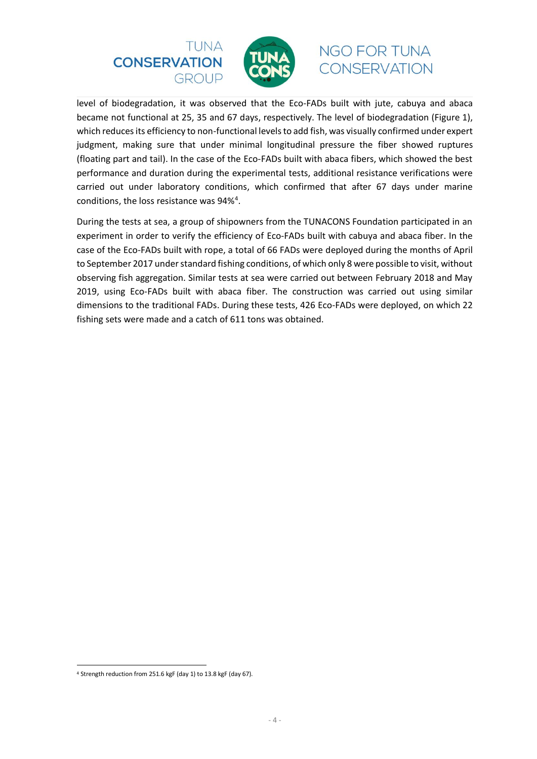level of biodegradation, it was observed that the Eco-FADs built with jute, cabuya and abaca became not functional at 25, 35 and 67 days, respectively. The level of biodegradation (Figure 1), which reduces its efficiency to non-functional levels to add fish, was visually confirmed under expert judgment, making sure that under minimal longitudinal pressure the fiber showed ruptures (floating part and tail). In the case of the Eco-FADs built with abaca fibers, which showed the best performance and duration during the experimental tests, additional resistance verifications were carried out under laboratory conditions, which confirmed that after 67 days under marine conditions, the loss resistance was 94%[4].

During the tests at sea, a group of shipowners from the TUNACONS Foundation participated in an experiment in order to verify the efficiency of Eco-FADs built with cabuya and abaca fiber. In the case of the Eco-FADs built with rope, a total of 66 FADs were deployed during the months of April to September 2017 under standard fishing conditions, of which only 8 were possible to visit, without observing fish aggregation. Similar tests at sea were carried out between February 2018 and May 2019, using Eco-FADs built with abaca fiber. The construction was carried out using similar dimensions to the traditional FADs. During these tests, 426 Eco-FADs were deployed, on which 22 fishing sets were made and a catch of 611 tons was obtained.

[4] Strength reduction from 251.6 kgF (day 1) to 13.8 kgF (day 67).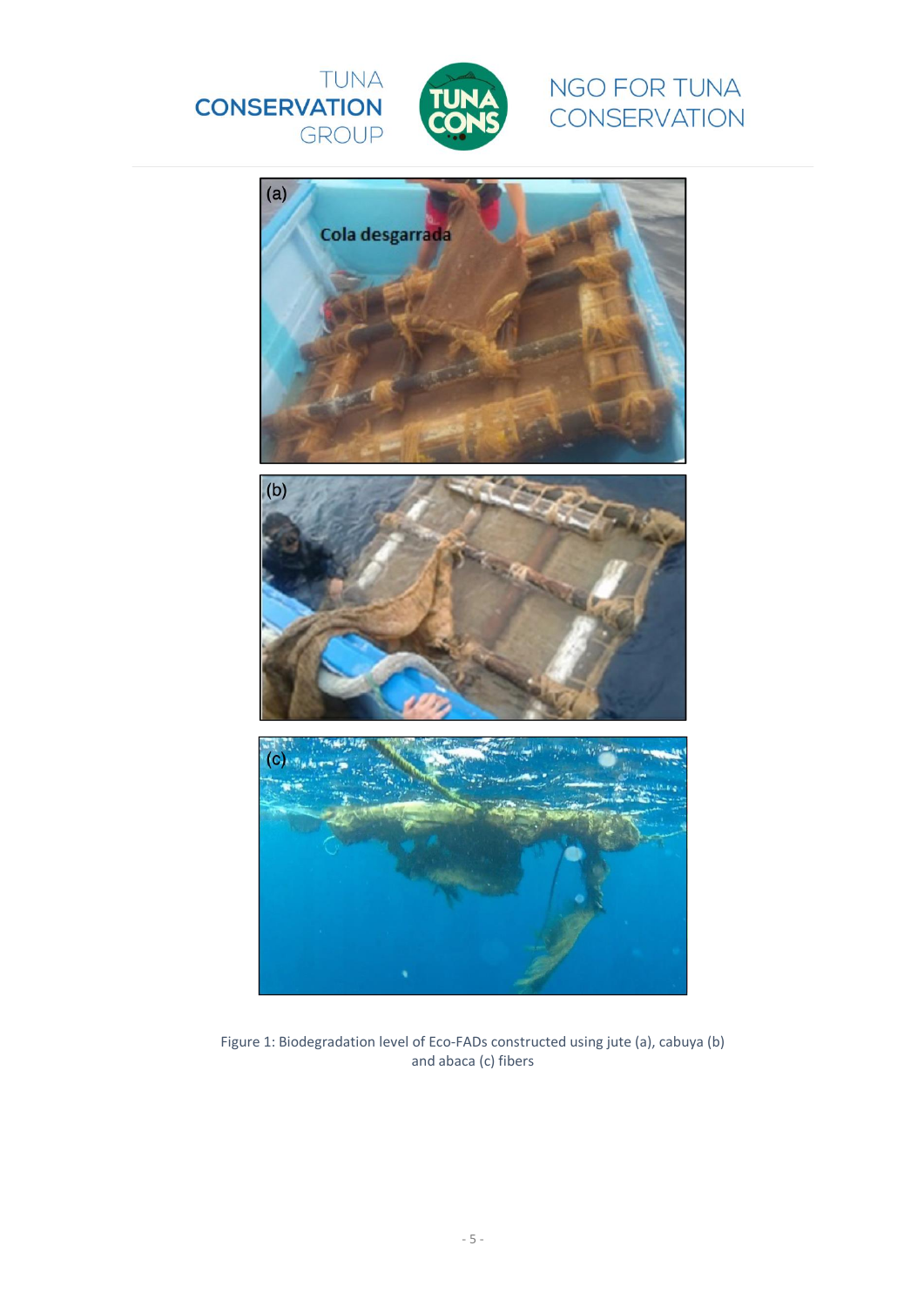Figure 1: Biodegradation level of Eco-FADs constructed using jute (a), cabuya (b) and abaca (c) fibers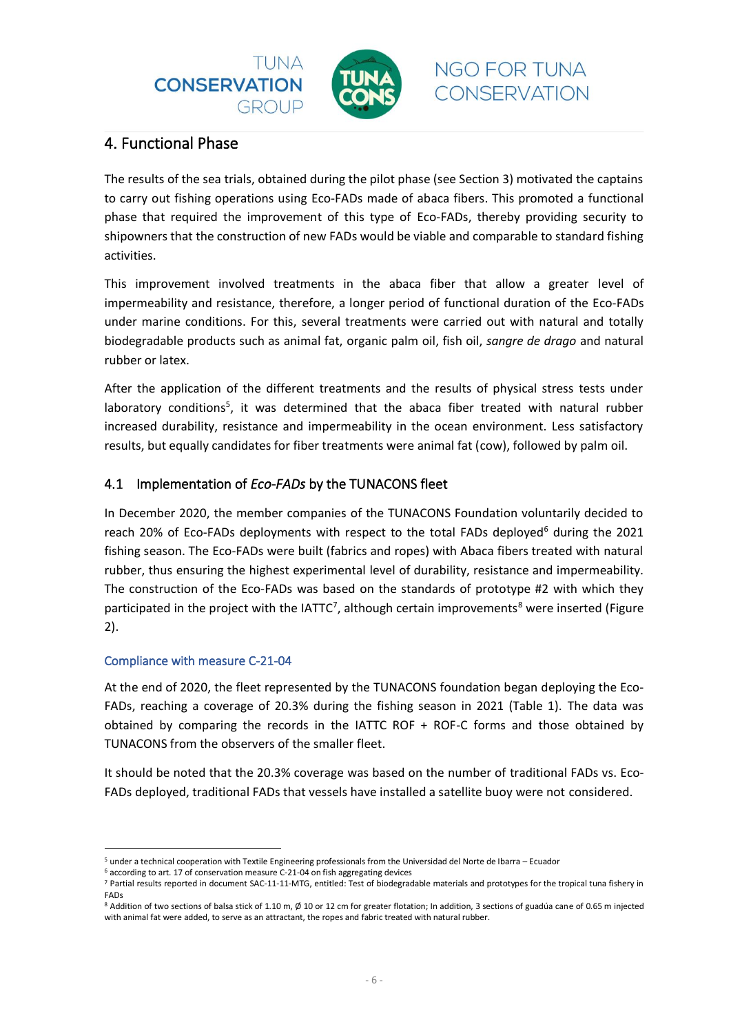## 4. Functional Phase

The results of the sea trials, obtained during the pilot phase (see Section 3) motivated the captains to carry out fishing operations using Eco-FADs made of abaca fibers. This promoted a functional phase that required the improvement of this type of Eco-FADs, thereby providing security to shipowners that the construction of new FADs would be viable and comparable to standard fishing activities.

This improvement involved treatments in the abaca fiber that allow a greater level of impermeability and resistance, therefore, a longer period of functional duration of the Eco-FADs under marine conditions. For this, several treatments were carried out with natural and totally biodegradable products such as animal fat, organic palm oil, fish oil, *sangre de drago* and natural rubber or latex.

After the application of the different treatments and the results of physical stress tests under laboratory conditions[5], it was determined that the abaca fiber treated with natural rubber increased durability, resistance and impermeability in the ocean environment. Less satisfactory results, but equally candidates for fiber treatments were animal fat (cow), followed by palm oil.

### 4.1 Implementation of *Eco-FADs* by the TUNACONS fleet

In December 2020, the member companies of the TUNACONS Foundation voluntarily decided to reach 20% of Eco-FADs deployments with respect to the total FADs deployed[6] during the 2021 fishing season. The Eco-FADs were built (fabrics and ropes) with Abaca fibers treated with natural rubber, thus ensuring the highest experimental level of durability, resistance and impermeability. The construction of the Eco-FADs was based on the standards of prototype #2 with which they participated in the project with the IATTC[7], although certain improvements[8] were inserted (Figure 2).

#### Compliance with measure C-21-04

At the end of 2020, the fleet represented by the TUNACONS foundation began deploying the Eco-FADs, reaching a coverage of 20.3% during the fishing season in 2021 (Table 1). The data was obtained by comparing the records in the IATTC ROF + ROF-C forms and those obtained by TUNACONS from the observers of the smaller fleet.

It should be noted that the 20.3% coverage was based on the number of traditional FADs vs. Eco-FADs deployed, traditional FADs that vessels have installed a satellite buoy were not considered.

---

[5] under a technical cooperation with Textile Engineering professionals from the Universidad del Norte de Ibarra – Ecuador

[6] according to art. 17 of conservation measure C-21-04 on fish aggregating devices

[7] Partial results reported in document SAC-11-11-MTG, entitled: Test of biodegradable materials and prototypes for the tropical tuna fishery in FADs

[8] Addition of two sections of balsa stick of 1.10 m, Ø 10 or 12 cm for greater flotation; In addition, 3 sections of guadúa cane of 0.65 m injected with animal fat were added, to serve as an attractant, the ropes and fabric treated with natural rubber.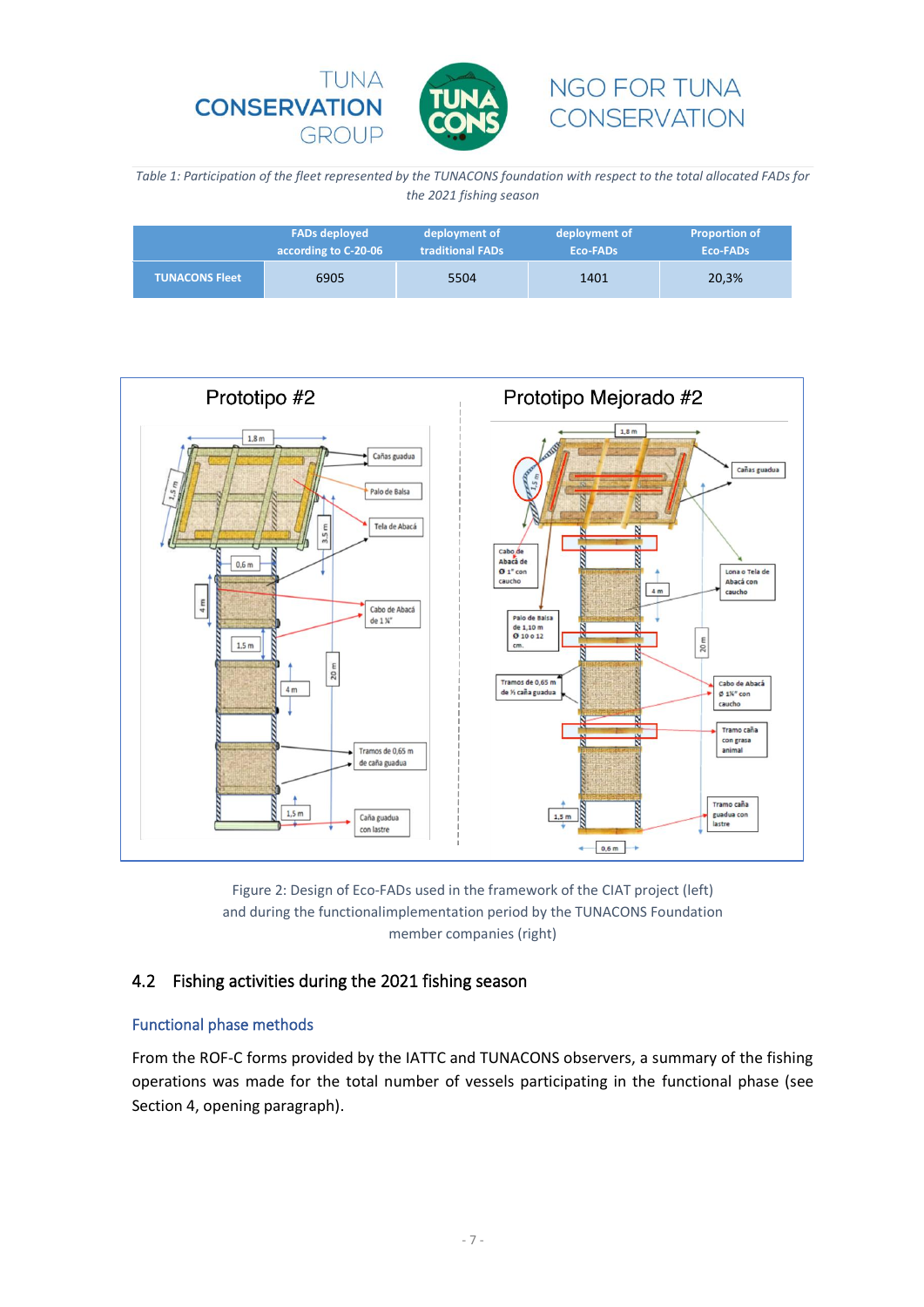*Table 1: Participation of the fleet represented by the TUNACONS foundation with respect to the total allocated FADs for the 2021 fishing season*

| | FADs deployed according to C-20-06 | deployment of traditional FADs | deployment of Eco-FADs | Proportion of Eco-FADs |
|---|---|---|---|---|
| TUNACONS Fleet | 6905 | 5504 | 1401 | 20,3% |

Figure 2: Design of Eco-FADs used in the framework of the CIAT project (left) and during the functionalimplementation period by the TUNACONS Foundation member companies (right)

## 4.2 Fishing activities during the 2021 fishing season

### Functional phase methods

From the ROF-C forms provided by the IATTC and TUNACONS observers, a summary of the fishing operations was made for the total number of vessels participating in the functional phase (see Section 4, opening paragraph).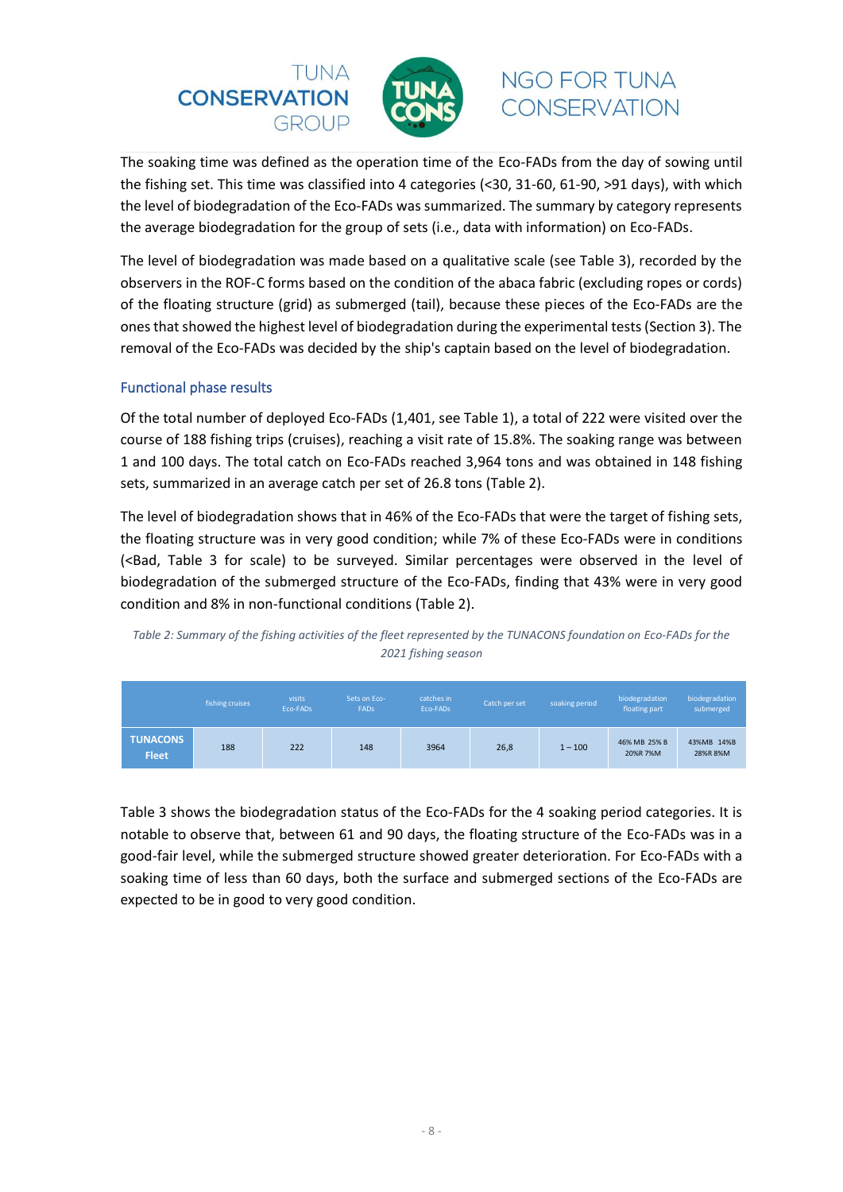The soaking time was defined as the operation time of the Eco-FADs from the day of sowing until the fishing set. This time was classified into 4 categories (<30, 31-60, 61-90, >91 days), with which the level of biodegradation of the Eco-FADs was summarized. The summary by category represents the average biodegradation for the group of sets (i.e., data with information) on Eco-FADs.

The level of biodegradation was made based on a qualitative scale (see Table 3), recorded by the observers in the ROF-C forms based on the condition of the abaca fabric (excluding ropes or cords) of the floating structure (grid) as submerged (tail), because these pieces of the Eco-FADs are the ones that showed the highest level of biodegradation during the experimental tests (Section 3). The removal of the Eco-FADs was decided by the ship's captain based on the level of biodegradation.

### Functional phase results

Of the total number of deployed Eco-FADs (1,401, see Table 1), a total of 222 were visited over the course of 188 fishing trips (cruises), reaching a visit rate of 15.8%. The soaking range was between 1 and 100 days. The total catch on Eco-FADs reached 3,964 tons and was obtained in 148 fishing sets, summarized in an average catch per set of 26.8 tons (Table 2).

The level of biodegradation shows that in 46% of the Eco-FADs that were the target of fishing sets, the floating structure was in very good condition; while 7% of these Eco-FADs were in conditions (<Bad, Table 3 for scale) to be surveyed. Similar percentages were observed in the level of biodegradation of the submerged structure of the Eco-FADs, finding that 43% were in very good condition and 8% in non-functional conditions (Table 2).

*Table 2: Summary of the fishing activities of the fleet represented by the TUNACONS foundation on Eco-FADs for the 2021 fishing season*

| | fishing cruises | visits Eco-FADs | Sets on Eco-FADs | catches in Eco-FADs | Catch per set | soaking period | biodegradation floating part | biodegradation submerged |
|---|---|---|---|---|---|---|---|---|
| **TUNACONS Fleet** | 188 | 222 | 148 | 3964 | 26,8 | 1 – 100 | 46% MB 25% B 20%R 7%M | 43%MB 14%B 28%R 8%M |

Table 3 shows the biodegradation status of the Eco-FADs for the 4 soaking period categories. It is notable to observe that, between 61 and 90 days, the floating structure of the Eco-FADs was in a good-fair level, while the submerged structure showed greater deterioration. For Eco-FADs with a soaking time of less than 60 days, both the surface and submerged sections of the Eco-FADs are expected to be in good to very good condition.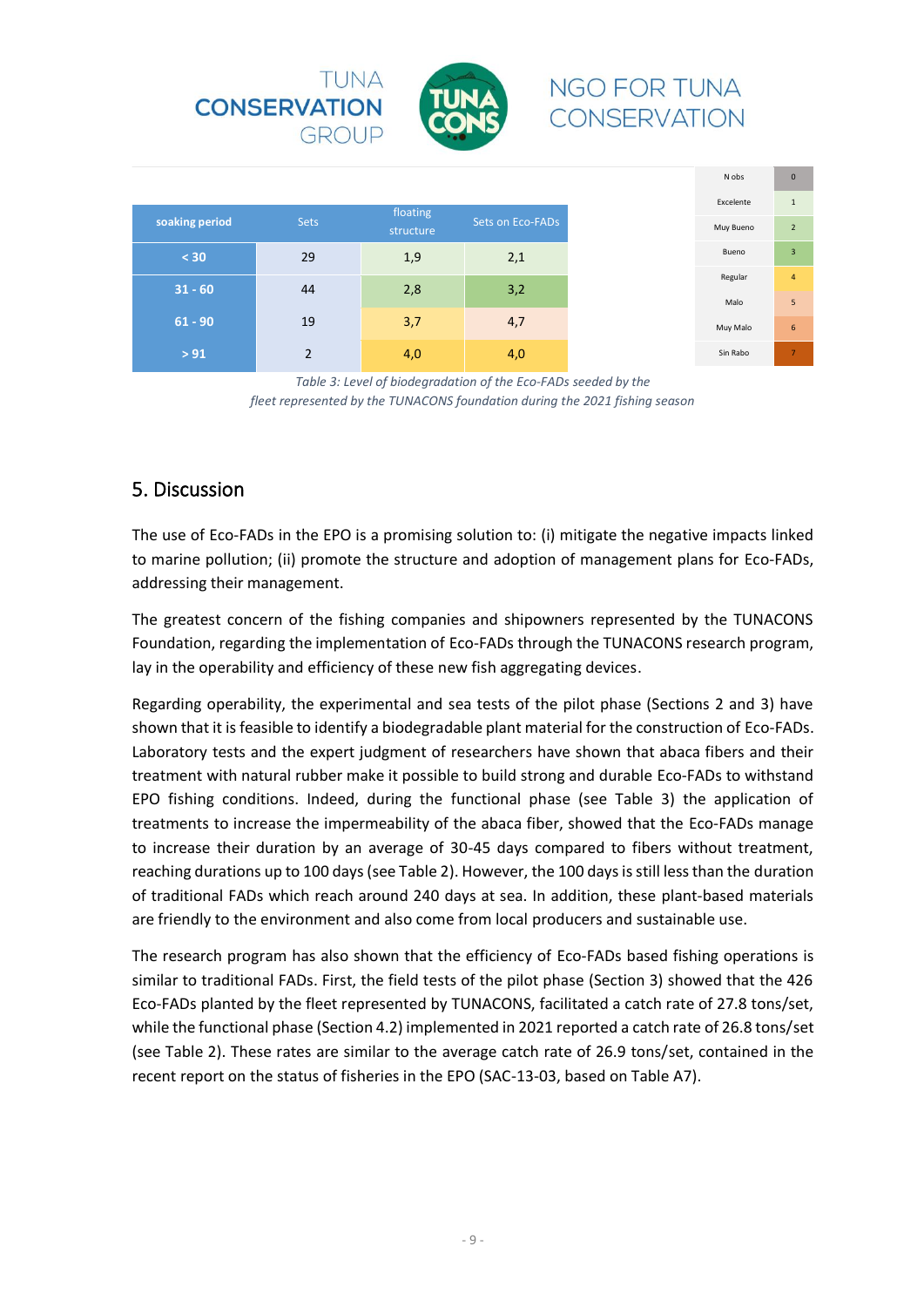| soaking period | Sets | floating structure | Sets on Eco-FADs |
|---|---|---|---|
| < 30 | 29 | 1,9 | 2,1 |
| 31 - 60 | 44 | 2,8 | 3,2 |
| 61 - 90 | 19 | 3,7 | 4,7 |
| > 91 | 2 | 4,0 | 4,0 |

| | |
|---|---|
| N obs | 0 |
| Excelente | 1 |
| Muy Bueno | 2 |
| Bueno | 3 |
| Regular | 4 |
| Malo | 5 |
| Muy Malo | 6 |
| Sin Rabo | 7 |

*Table 3: Level of biodegradation of the Eco-FADs seeded by the fleet represented by the TUNACONS foundation during the 2021 fishing season*

## 5. Discussion

The use of Eco-FADs in the EPO is a promising solution to: (i) mitigate the negative impacts linked to marine pollution; (ii) promote the structure and adoption of management plans for Eco-FADs, addressing their management.

The greatest concern of the fishing companies and shipowners represented by the TUNACONS Foundation, regarding the implementation of Eco-FADs through the TUNACONS research program, lay in the operability and efficiency of these new fish aggregating devices.

Regarding operability, the experimental and sea tests of the pilot phase (Sections 2 and 3) have shown that it is feasible to identify a biodegradable plant material for the construction of Eco-FADs. Laboratory tests and the expert judgment of researchers have shown that abaca fibers and their treatment with natural rubber make it possible to build strong and durable Eco-FADs to withstand EPO fishing conditions. Indeed, during the functional phase (see Table 3) the application of treatments to increase the impermeability of the abaca fiber, showed that the Eco-FADs manage to increase their duration by an average of 30-45 days compared to fibers without treatment, reaching durations up to 100 days (see Table 2). However, the 100 days is still less than the duration of traditional FADs which reach around 240 days at sea. In addition, these plant-based materials are friendly to the environment and also come from local producers and sustainable use.

The research program has also shown that the efficiency of Eco-FADs based fishing operations is similar to traditional FADs. First, the field tests of the pilot phase (Section 3) showed that the 426 Eco-FADs planted by the fleet represented by TUNACONS, facilitated a catch rate of 27.8 tons/set, while the functional phase (Section 4.2) implemented in 2021 reported a catch rate of 26.8 tons/set (see Table 2). These rates are similar to the average catch rate of 26.9 tons/set, contained in the recent report on the status of fisheries in the EPO (SAC-13-03, based on Table A7).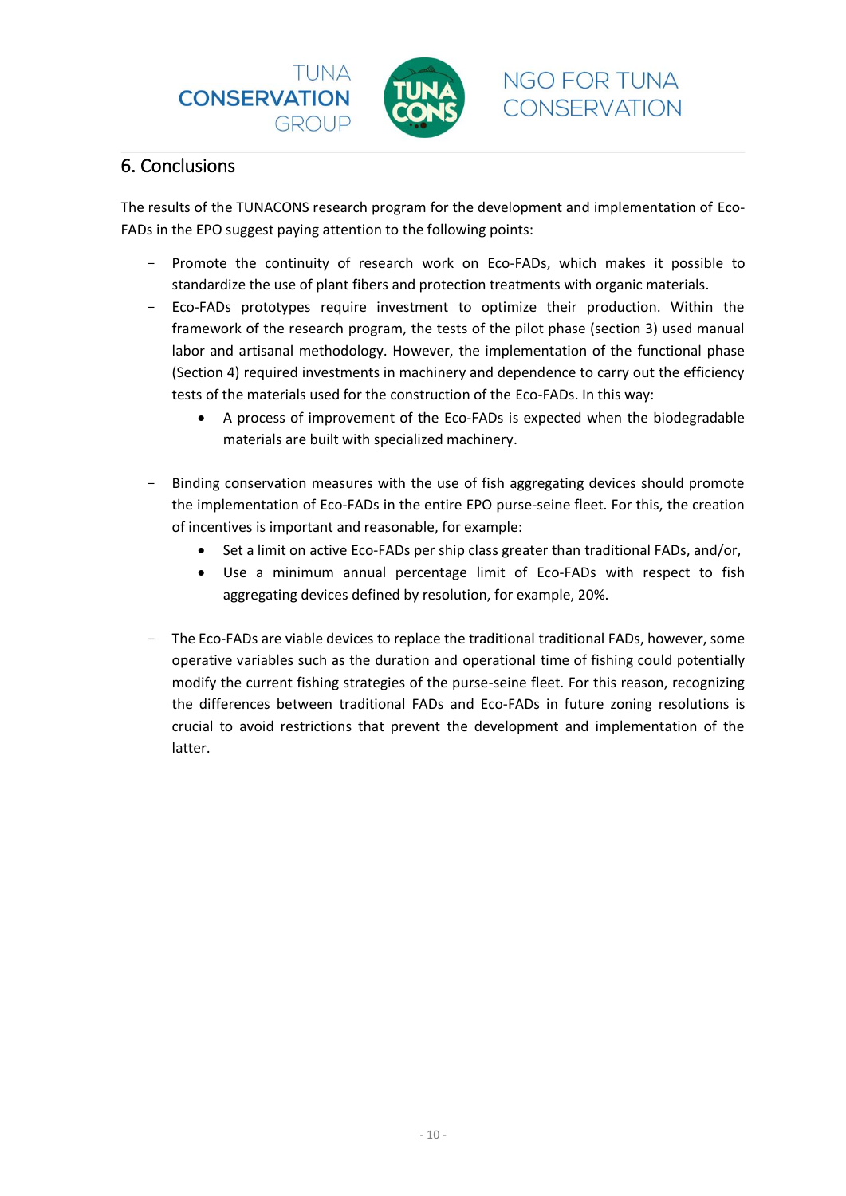## 6. Conclusions

The results of the TUNACONS research program for the development and implementation of Eco-FADs in the EPO suggest paying attention to the following points:

- Promote the continuity of research work on Eco-FADs, which makes it possible to standardize the use of plant fibers and protection treatments with organic materials.
- Eco-FADs prototypes require investment to optimize their production. Within the framework of the research program, the tests of the pilot phase (section 3) used manual labor and artisanal methodology. However, the implementation of the functional phase (Section 4) required investments in machinery and dependence to carry out the efficiency tests of the materials used for the construction of the Eco-FADs. In this way:
    - A process of improvement of the Eco-FADs is expected when the biodegradable materials are built with specialized machinery.
- Binding conservation measures with the use of fish aggregating devices should promote the implementation of Eco-FADs in the entire EPO purse-seine fleet. For this, the creation of incentives is important and reasonable, for example:
    - Set a limit on active Eco-FADs per ship class greater than traditional FADs, and/or,
    - Use a minimum annual percentage limit of Eco-FADs with respect to fish aggregating devices defined by resolution, for example, 20%.
- The Eco-FADs are viable devices to replace the traditional traditional FADs, however, some operative variables such as the duration and operational time of fishing could potentially modify the current fishing strategies of the purse-seine fleet. For this reason, recognizing the differences between traditional FADs and Eco-FADs in future zoning resolutions is crucial to avoid restrictions that prevent the development and implementation of the latter.